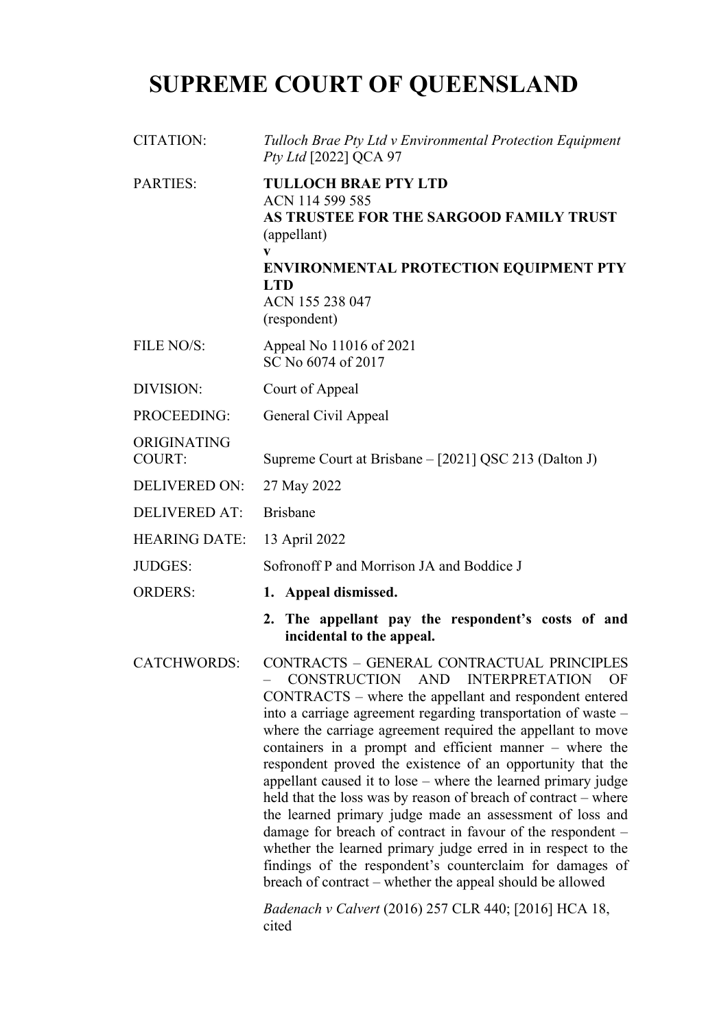# SUPREME COURT OF QUEENSLAND

| | |
|---|---|
| CITATION: | *Tulloch Brae Pty Ltd v Environmental Protection Equipment Pty Ltd* [2022] QCA 97 |
| PARTIES: | **TULLOCH BRAE PTY LTD**<br>ACN 114 599 585<br>**AS TRUSTEE FOR THE SARGOOD FAMILY TRUST**<br>(appellant)<br>**v**<br>**ENVIRONMENTAL PROTECTION EQUIPMENT PTY LTD**<br>ACN 155 238 047<br>(respondent) |
| FILE NO/S: | Appeal No 11016 of 2021<br>SC No 6074 of 2017 |
| DIVISION: | Court of Appeal |
| PROCEEDING: | General Civil Appeal |
| ORIGINATING COURT: | Supreme Court at Brisbane – [2021] QSC 213 (Dalton J) |
| DELIVERED ON: | 27 May 2022 |
| DELIVERED AT: | Brisbane |
| HEARING DATE: | 13 April 2022 |
| JUDGES: | Sofronoff P and Morrison JA and Boddice J |
| ORDERS: | **1. Appeal dismissed.**<br>**2. The appellant pay the respondent's costs of and incidental to the appeal.** |
| CATCHWORDS: | CONTRACTS – GENERAL CONTRACTUAL PRINCIPLES – CONSTRUCTION AND INTERPRETATION OF CONTRACTS – where the appellant and respondent entered into a carriage agreement regarding transportation of waste – where the carriage agreement required the appellant to move containers in a prompt and efficient manner – where the respondent proved the existence of an opportunity that the appellant caused it to lose – where the learned primary judge held that the loss was by reason of breach of contract – where the learned primary judge made an assessment of loss and damage for breach of contract in favour of the respondent – whether the learned primary judge erred in in respect to the findings of the respondent's counterclaim for damages of breach of contract – whether the appeal should be allowed<br><br>*Badenach v Calvert* (2016) 257 CLR 440; [2016] HCA 18, cited |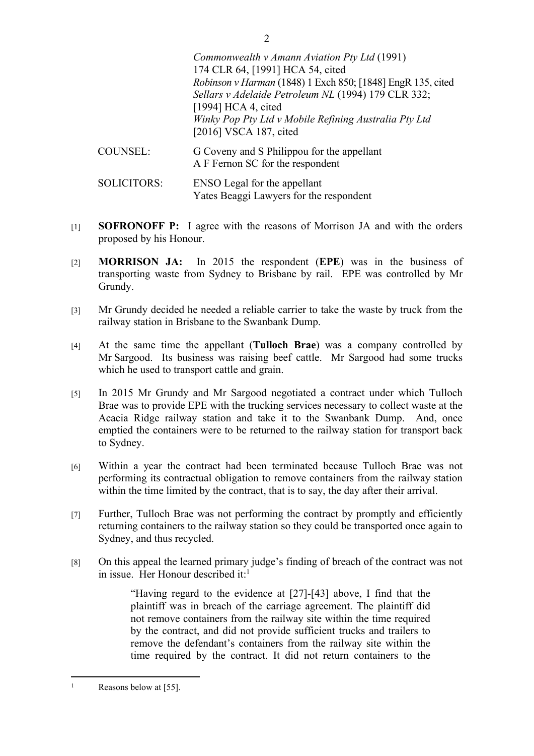*Commonwealth v Amann Aviation Pty Ltd* (1991) 174 CLR 64, [1991] HCA 54, cited
*Robinson v Harman* (1848) 1 Exch 850; [1848] EngR 135, cited
*Sellars v Adelaide Petroleum NL* (1994) 179 CLR 332; [1994] HCA 4, cited
*Winky Pop Pty Ltd v Mobile Refining Australia Pty Ltd* [2016] VSCA 187, cited

| | |
|---|---|
| COUNSEL: | G Coveny and S Philippou for the appellant<br>A F Fernon SC for the respondent |
| SOLICITORS: | ENSO Legal for the appellant<br>Yates Beaggi Lawyers for the respondent |

[1] **SOFRONOFF P:** I agree with the reasons of Morrison JA and with the orders proposed by his Honour.

[2] **MORRISON JA:** In 2015 the respondent (**EPE**) was in the business of transporting waste from Sydney to Brisbane by rail. EPE was controlled by Mr Grundy.

[3] Mr Grundy decided he needed a reliable carrier to take the waste by truck from the railway station in Brisbane to the Swanbank Dump.

[4] At the same time the appellant (**Tulloch Brae**) was a company controlled by Mr Sargood. Its business was raising beef cattle. Mr Sargood had some trucks which he used to transport cattle and grain.

[5] In 2015 Mr Grundy and Mr Sargood negotiated a contract under which Tulloch Brae was to provide EPE with the trucking services necessary to collect waste at the Acacia Ridge railway station and take it to the Swanbank Dump. And, once emptied the containers were to be returned to the railway station for transport back to Sydney.

[6] Within a year the contract had been terminated because Tulloch Brae was not performing its contractual obligation to remove containers from the railway station within the time limited by the contract, that is to say, the day after their arrival.

[7] Further, Tulloch Brae was not performing the contract by promptly and efficiently returning containers to the railway station so they could be transported once again to Sydney, and thus recycled.

[8] On this appeal the learned primary judge's finding of breach of the contract was not in issue. Her Honour described it:[1]

> "Having regard to the evidence at [27]-[43] above, I find that the plaintiff was in breach of the carriage agreement. The plaintiff did not remove containers from the railway site within the time required by the contract, and did not provide sufficient trucks and trailers to remove the defendant's containers from the railway site within the time required by the contract. It did not return containers to the

[1] Reasons below at [55].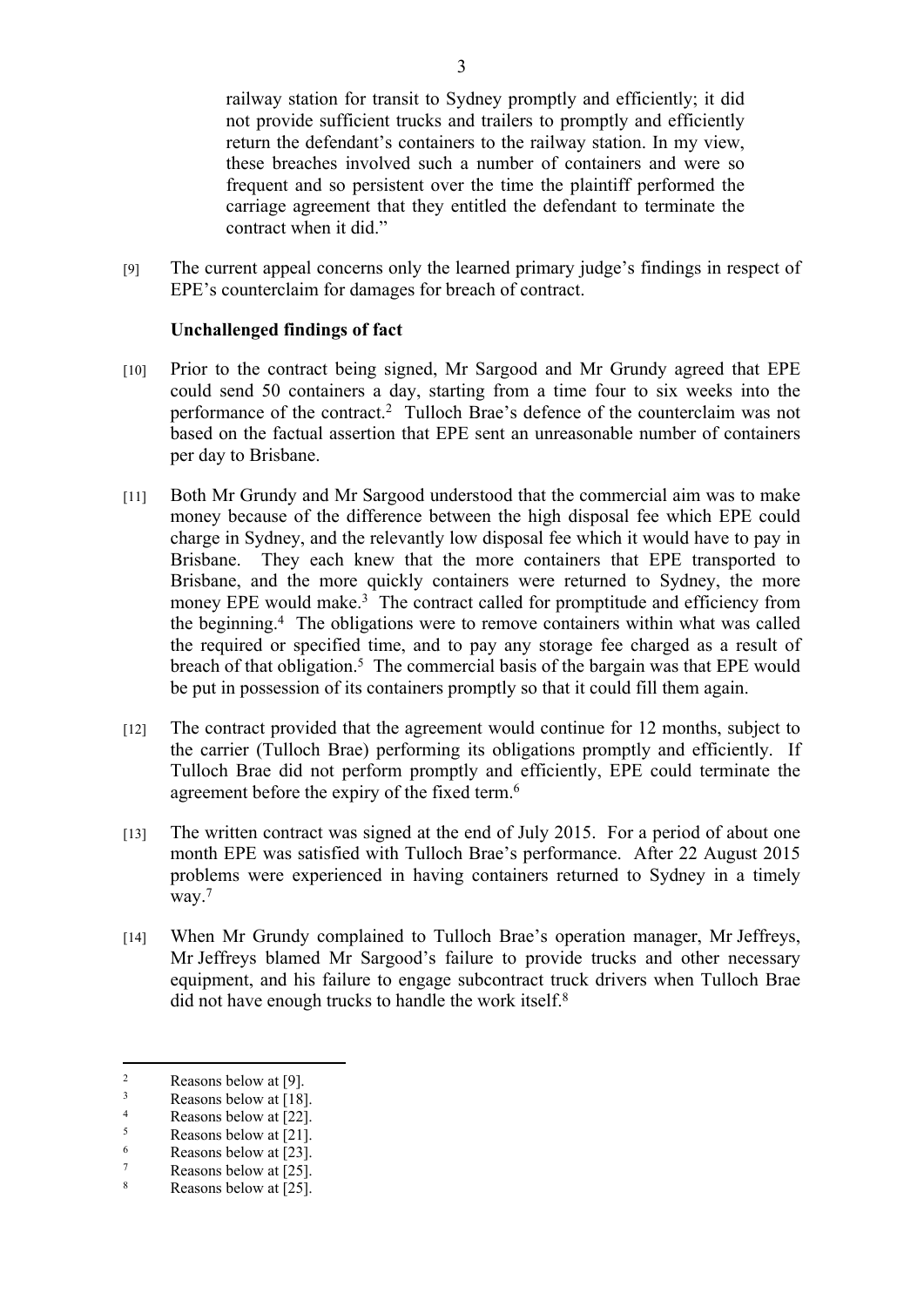railway station for transit to Sydney promptly and efficiently; it did not provide sufficient trucks and trailers to promptly and efficiently return the defendant's containers to the railway station. In my view, these breaches involved such a number of containers and were so frequent and so persistent over the time the plaintiff performed the carriage agreement that they entitled the defendant to terminate the contract when it did."

[9] The current appeal concerns only the learned primary judge's findings in respect of EPE's counterclaim for damages for breach of contract.

**Unchallenged findings of fact**

[10] Prior to the contract being signed, Mr Sargood and Mr Grundy agreed that EPE could send 50 containers a day, starting from a time four to six weeks into the performance of the contract.[2] Tulloch Brae's defence of the counterclaim was not based on the factual assertion that EPE sent an unreasonable number of containers per day to Brisbane.

[11] Both Mr Grundy and Mr Sargood understood that the commercial aim was to make money because of the difference between the high disposal fee which EPE could charge in Sydney, and the relevantly low disposal fee which it would have to pay in Brisbane. They each knew that the more containers that EPE transported to Brisbane, and the more quickly containers were returned to Sydney, the more money EPE would make.[3] The contract called for promptitude and efficiency from the beginning.[4] The obligations were to remove containers within what was called the required or specified time, and to pay any storage fee charged as a result of breach of that obligation.[5] The commercial basis of the bargain was that EPE would be put in possession of its containers promptly so that it could fill them again.

[12] The contract provided that the agreement would continue for 12 months, subject to the carrier (Tulloch Brae) performing its obligations promptly and efficiently. If Tulloch Brae did not perform promptly and efficiently, EPE could terminate the agreement before the expiry of the fixed term.[6]

[13] The written contract was signed at the end of July 2015. For a period of about one month EPE was satisfied with Tulloch Brae's performance. After 22 August 2015 problems were experienced in having containers returned to Sydney in a timely way.[7]

[14] When Mr Grundy complained to Tulloch Brae's operation manager, Mr Jeffreys, Mr Jeffreys blamed Mr Sargood's failure to provide trucks and other necessary equipment, and his failure to engage subcontract truck drivers when Tulloch Brae did not have enough trucks to handle the work itself.[8]

---

[2] Reasons below at [9].
[3] Reasons below at [18].
[4] Reasons below at [22].
[5] Reasons below at [21].
[6] Reasons below at [23].
[7] Reasons below at [25].
[8] Reasons below at [25].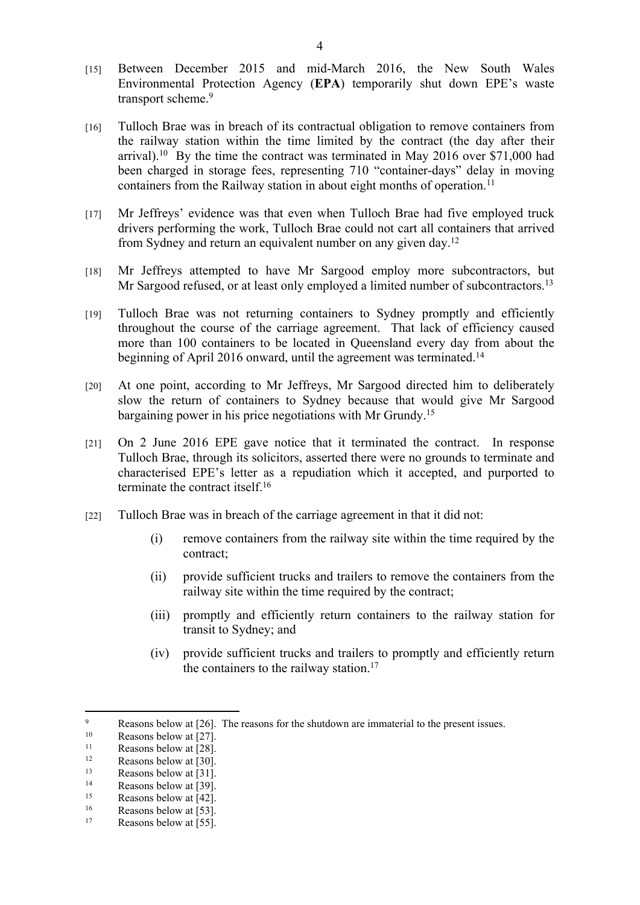[15] Between December 2015 and mid-March 2016, the New South Wales Environmental Protection Agency (**EPA**) temporarily shut down EPE's waste transport scheme.[9]

[16] Tulloch Brae was in breach of its contractual obligation to remove containers from the railway station within the time limited by the contract (the day after their arrival).[10] By the time the contract was terminated in May 2016 over $71,000 had been charged in storage fees, representing 710 "container-days" delay in moving containers from the Railway station in about eight months of operation.[11]

[17] Mr Jeffreys' evidence was that even when Tulloch Brae had five employed truck drivers performing the work, Tulloch Brae could not cart all containers that arrived from Sydney and return an equivalent number on any given day.[12]

[18] Mr Jeffreys attempted to have Mr Sargood employ more subcontractors, but Mr Sargood refused, or at least only employed a limited number of subcontractors.[13]

[19] Tulloch Brae was not returning containers to Sydney promptly and efficiently throughout the course of the carriage agreement. That lack of efficiency caused more than 100 containers to be located in Queensland every day from about the beginning of April 2016 onward, until the agreement was terminated.[14]

[20] At one point, according to Mr Jeffreys, Mr Sargood directed him to deliberately slow the return of containers to Sydney because that would give Mr Sargood bargaining power in his price negotiations with Mr Grundy.[15]

[21] On 2 June 2016 EPE gave notice that it terminated the contract. In response Tulloch Brae, through its solicitors, asserted there were no grounds to terminate and characterised EPE's letter as a repudiation which it accepted, and purported to terminate the contract itself.[16]

[22] Tulloch Brae was in breach of the carriage agreement in that it did not:

(i) remove containers from the railway site within the time required by the contract;

(ii) provide sufficient trucks and trailers to remove the containers from the railway site within the time required by the contract;

(iii) promptly and efficiently return containers to the railway station for transit to Sydney; and

(iv) provide sufficient trucks and trailers to promptly and efficiently return the containers to the railway station.[17]

---

[9] Reasons below at [26]. The reasons for the shutdown are immaterial to the present issues.

[10] Reasons below at [27].

[11] Reasons below at [28].

[12] Reasons below at [30].

[13] Reasons below at [31].

[14] Reasons below at [39].

[15] Reasons below at [42].

[16] Reasons below at [53].

[17] Reasons below at [55].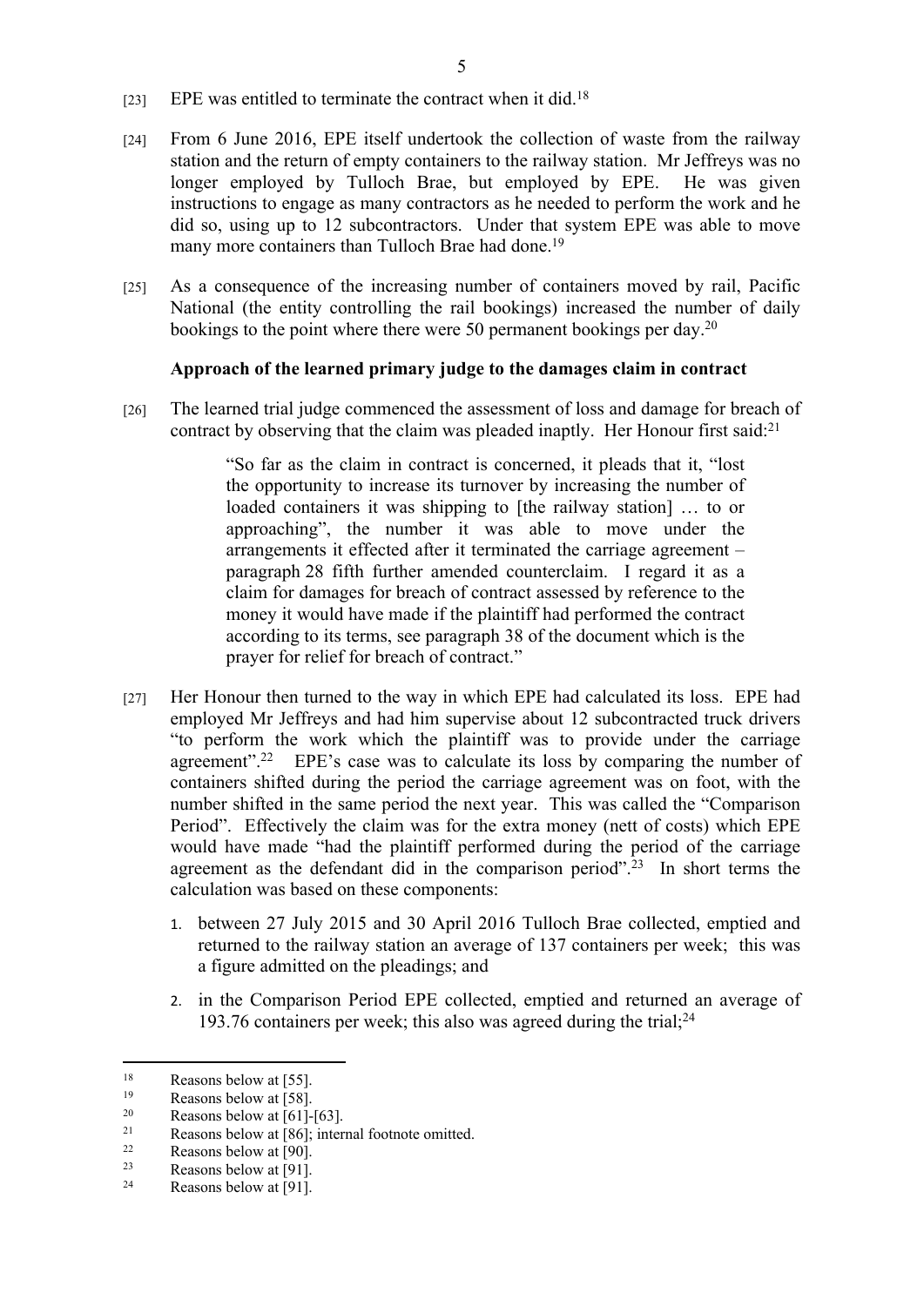[23] EPE was entitled to terminate the contract when it did.[18]

[24] From 6 June 2016, EPE itself undertook the collection of waste from the railway station and the return of empty containers to the railway station. Mr Jeffreys was no longer employed by Tulloch Brae, but employed by EPE. He was given instructions to engage as many contractors as he needed to perform the work and he did so, using up to 12 subcontractors. Under that system EPE was able to move many more containers than Tulloch Brae had done.[19]

[25] As a consequence of the increasing number of containers moved by rail, Pacific National (the entity controlling the rail bookings) increased the number of daily bookings to the point where there were 50 permanent bookings per day.[20]

**Approach of the learned primary judge to the damages claim in contract**

[26] The learned trial judge commenced the assessment of loss and damage for breach of contract by observing that the claim was pleaded inaptly. Her Honour first said:[21]

> "So far as the claim in contract is concerned, it pleads that it, "lost the opportunity to increase its turnover by increasing the number of loaded containers it was shipping to [the railway station] … to or approaching", the number it was able to move under the arrangements it effected after it terminated the carriage agreement – paragraph 28 fifth further amended counterclaim. I regard it as a claim for damages for breach of contract assessed by reference to the money it would have made if the plaintiff had performed the contract according to its terms, see paragraph 38 of the document which is the prayer for relief for breach of contract."

[27] Her Honour then turned to the way in which EPE had calculated its loss. EPE had employed Mr Jeffreys and had him supervise about 12 subcontracted truck drivers "to perform the work which the plaintiff was to provide under the carriage agreement".[22] EPE's case was to calculate its loss by comparing the number of containers shifted during the period the carriage agreement was on foot, with the number shifted in the same period the next year. This was called the "Comparison Period". Effectively the claim was for the extra money (nett of costs) which EPE would have made "had the plaintiff performed during the period of the carriage agreement as the defendant did in the comparison period".[23] In short terms the calculation was based on these components:

1. between 27 July 2015 and 30 April 2016 Tulloch Brae collected, emptied and returned to the railway station an average of 137 containers per week; this was a figure admitted on the pleadings; and
2. in the Comparison Period EPE collected, emptied and returned an average of 193.76 containers per week; this also was agreed during the trial;[24]

---

[18] Reasons below at [55].

[19] Reasons below at [58].

[20] Reasons below at [61]-[63].

[21] Reasons below at [86]; internal footnote omitted.

[22] Reasons below at [90].

[23] Reasons below at [91].

[24] Reasons below at [91].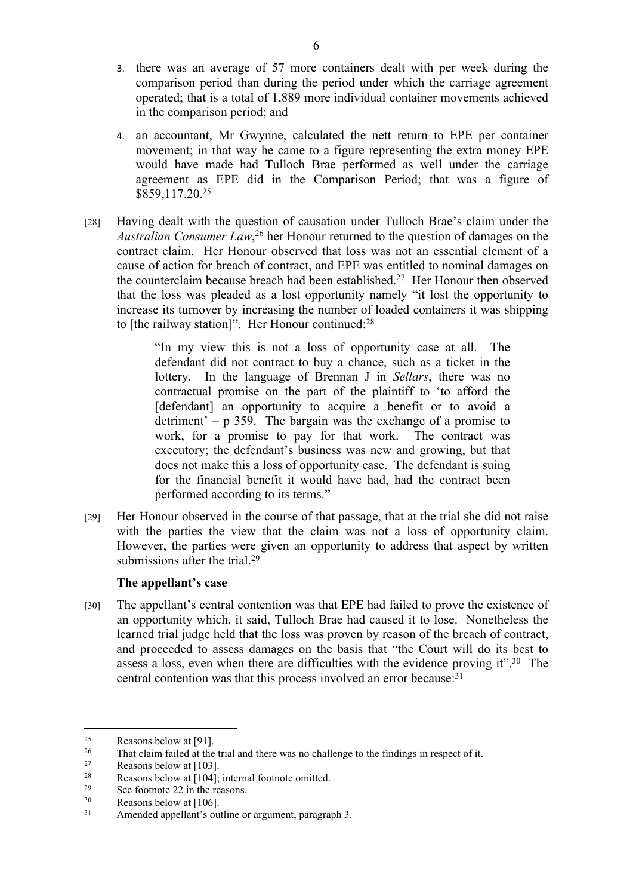3. there was an average of 57 more containers dealt with per week during the comparison period than during the period under which the carriage agreement operated; that is a total of 1,889 more individual container movements achieved in the comparison period; and

4. an accountant, Mr Gwynne, calculated the nett return to EPE per container movement; in that way he came to a figure representing the extra money EPE would have made had Tulloch Brae performed as well under the carriage agreement as EPE did in the Comparison Period; that was a figure of $859,117.20.[25]

[28] Having dealt with the question of causation under Tulloch Brae's claim under the *Australian Consumer Law*,[26] her Honour returned to the question of damages on the contract claim. Her Honour observed that loss was not an essential element of a cause of action for breach of contract, and EPE was entitled to nominal damages on the counterclaim because breach had been established.[27] Her Honour then observed that the loss was pleaded as a lost opportunity namely "it lost the opportunity to increase its turnover by increasing the number of loaded containers it was shipping to [the railway station]". Her Honour continued:[28]

> "In my view this is not a loss of opportunity case at all. The defendant did not contract to buy a chance, such as a ticket in the lottery. In the language of Brennan J in *Sellars*, there was no contractual promise on the part of the plaintiff to 'to afford the [defendant] an opportunity to acquire a benefit or to avoid a detriment' – p 359. The bargain was the exchange of a promise to work, for a promise to pay for that work. The contract was executory; the defendant's business was new and growing, but that does not make this a loss of opportunity case. The defendant is suing for the financial benefit it would have had, had the contract been performed according to its terms."

[29] Her Honour observed in the course of that passage, that at the trial she did not raise with the parties the view that the claim was not a loss of opportunity claim. However, the parties were given an opportunity to address that aspect by written submissions after the trial.[29]

### The appellant's case

[30] The appellant's central contention was that EPE had failed to prove the existence of an opportunity which, it said, Tulloch Brae had caused it to lose. Nonetheless the learned trial judge held that the loss was proven by reason of the breach of contract, and proceeded to assess damages on the basis that "the Court will do its best to assess a loss, even when there are difficulties with the evidence proving it".[30] The central contention was that this process involved an error because:[31]

---

[25] Reasons below at [91].

[26] That claim failed at the trial and there was no challenge to the findings in respect of it.

[27] Reasons below at [103].

[28] Reasons below at [104]; internal footnote omitted.

[29] See footnote 22 in the reasons.

[30] Reasons below at [106].

[31] Amended appellant's outline or argument, paragraph 3.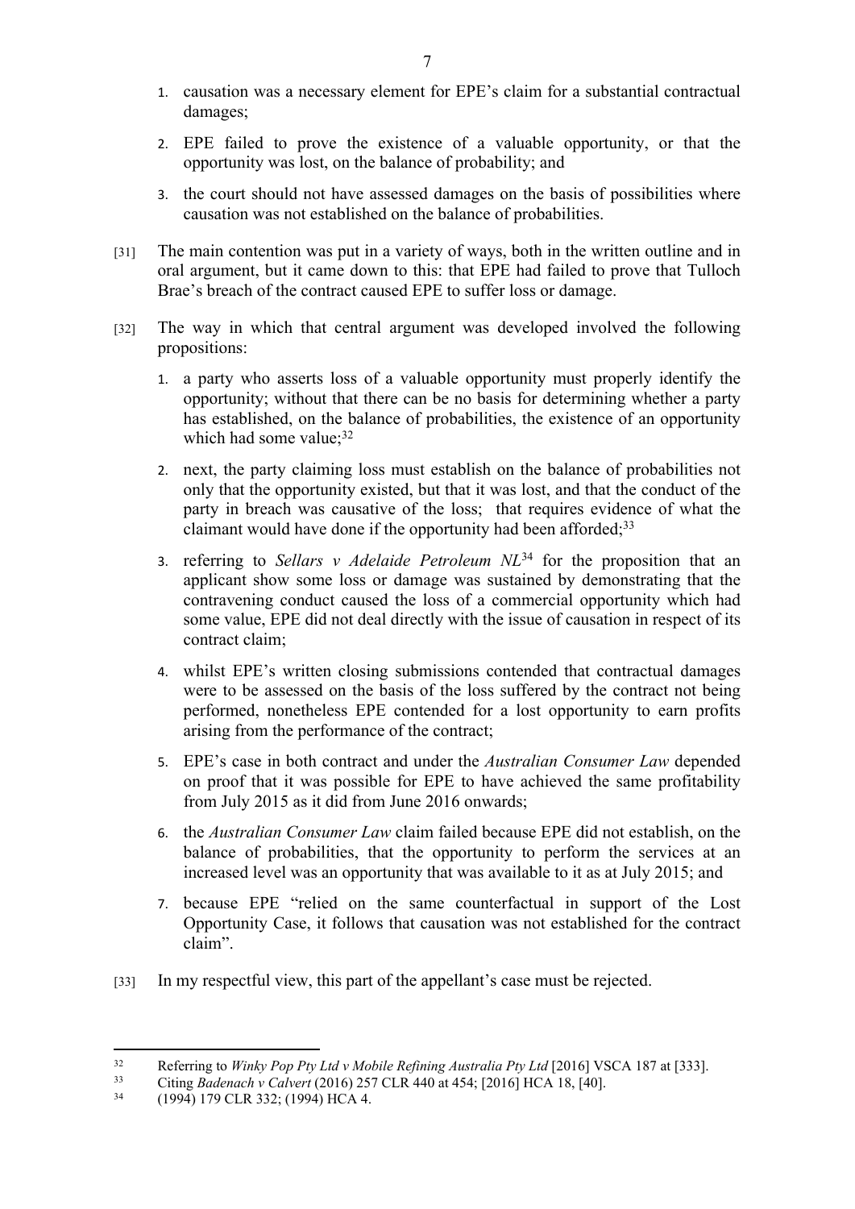1. causation was a necessary element for EPE's claim for a substantial contractual damages;
2. EPE failed to prove the existence of a valuable opportunity, or that the opportunity was lost, on the balance of probability; and
3. the court should not have assessed damages on the basis of possibilities where causation was not established on the balance of probabilities.

[31] The main contention was put in a variety of ways, both in the written outline and in oral argument, but it came down to this: that EPE had failed to prove that Tulloch Brae's breach of the contract caused EPE to suffer loss or damage.

[32] The way in which that central argument was developed involved the following propositions:

1. a party who asserts loss of a valuable opportunity must properly identify the opportunity; without that there can be no basis for determining whether a party has established, on the balance of probabilities, the existence of an opportunity which had some value;[32]
2. next, the party claiming loss must establish on the balance of probabilities not only that the opportunity existed, but that it was lost, and that the conduct of the party in breach was causative of the loss; that requires evidence of what the claimant would have done if the opportunity had been afforded;[33]
3. referring to *Sellars v Adelaide Petroleum NL*[34] for the proposition that an applicant show some loss or damage was sustained by demonstrating that the contravening conduct caused the loss of a commercial opportunity which had some value, EPE did not deal directly with the issue of causation in respect of its contract claim;
4. whilst EPE's written closing submissions contended that contractual damages were to be assessed on the basis of the loss suffered by the contract not being performed, nonetheless EPE contended for a lost opportunity to earn profits arising from the performance of the contract;
5. EPE's case in both contract and under the *Australian Consumer Law* depended on proof that it was possible for EPE to have achieved the same profitability from July 2015 as it did from June 2016 onwards;
6. the *Australian Consumer Law* claim failed because EPE did not establish, on the balance of probabilities, that the opportunity to perform the services at an increased level was an opportunity that was available to it as at July 2015; and
7. because EPE "relied on the same counterfactual in support of the Lost Opportunity Case, it follows that causation was not established for the contract claim".

[33] In my respectful view, this part of the appellant's case must be rejected.

---

[32] Referring to *Winky Pop Pty Ltd v Mobile Refining Australia Pty Ltd* [2016] VSCA 187 at [333].

[33] Citing *Badenach v Calvert* (2016) 257 CLR 440 at 454; [2016] HCA 18, [40].

[34] (1994) 179 CLR 332; (1994) HCA 4.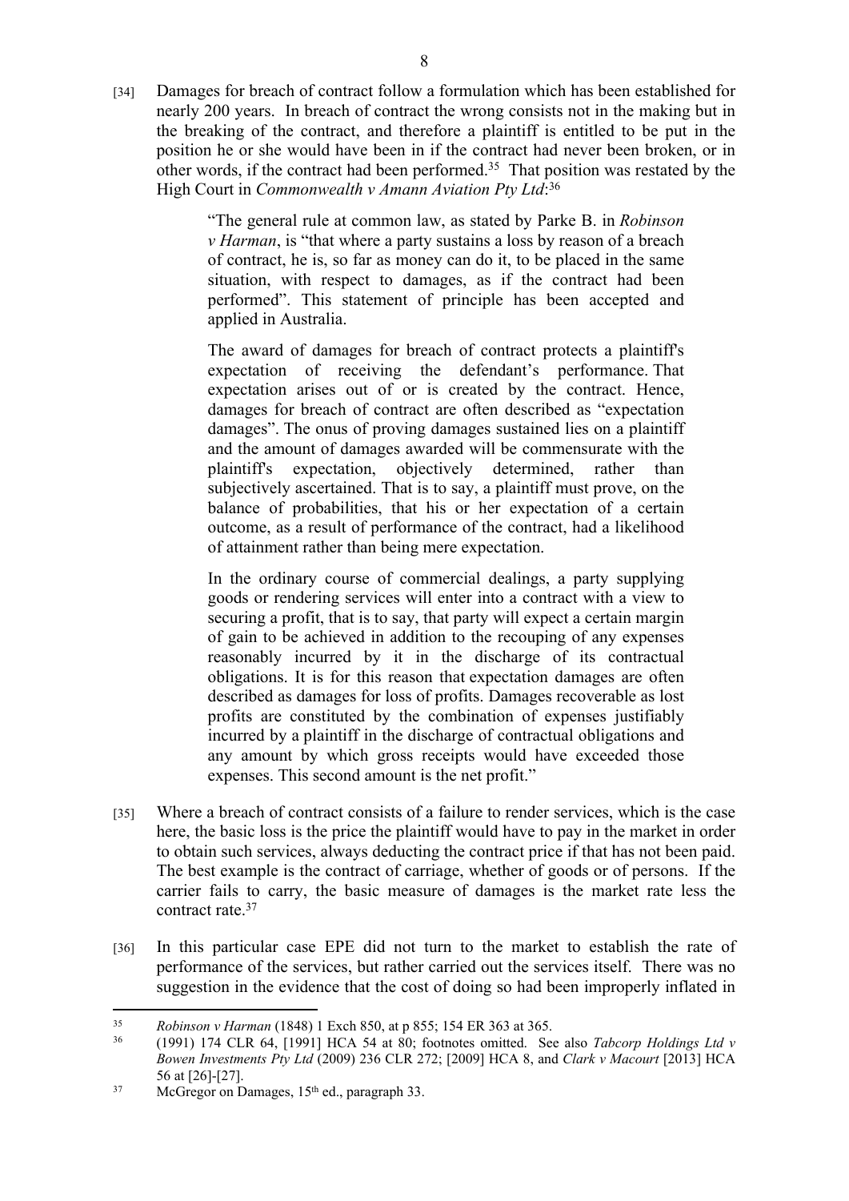[34] Damages for breach of contract follow a formulation which has been established for nearly 200 years. In breach of contract the wrong consists not in the making but in the breaking of the contract, and therefore a plaintiff is entitled to be put in the position he or she would have been in if the contract had never been broken, or in other words, if the contract had been performed.[35] That position was restated by the High Court in *Commonwealth v Amann Aviation Pty Ltd*:[36]

> "The general rule at common law, as stated by Parke B. in *Robinson v Harman*, is "that where a party sustains a loss by reason of a breach of contract, he is, so far as money can do it, to be placed in the same situation, with respect to damages, as if the contract had been performed". This statement of principle has been accepted and applied in Australia.
>
> The award of damages for breach of contract protects a plaintiff's expectation of receiving the defendant's performance. That expectation arises out of or is created by the contract. Hence, damages for breach of contract are often described as "expectation damages". The onus of proving damages sustained lies on a plaintiff and the amount of damages awarded will be commensurate with the plaintiff's expectation, objectively determined, rather than subjectively ascertained. That is to say, a plaintiff must prove, on the balance of probabilities, that his or her expectation of a certain outcome, as a result of performance of the contract, had a likelihood of attainment rather than being mere expectation.
>
> In the ordinary course of commercial dealings, a party supplying goods or rendering services will enter into a contract with a view to securing a profit, that is to say, that party will expect a certain margin of gain to be achieved in addition to the recouping of any expenses reasonably incurred by it in the discharge of its contractual obligations. It is for this reason that expectation damages are often described as damages for loss of profits. Damages recoverable as lost profits are constituted by the combination of expenses justifiably incurred by a plaintiff in the discharge of contractual obligations and any amount by which gross receipts would have exceeded those expenses. This second amount is the net profit."

[35] Where a breach of contract consists of a failure to render services, which is the case here, the basic loss is the price the plaintiff would have to pay in the market in order to obtain such services, always deducting the contract price if that has not been paid. The best example is the contract of carriage, whether of goods or of persons. If the carrier fails to carry, the basic measure of damages is the market rate less the contract rate.[37]

[36] In this particular case EPE did not turn to the market to establish the rate of performance of the services, but rather carried out the services itself. There was no suggestion in the evidence that the cost of doing so had been improperly inflated in

---

[35] *Robinson v Harman* (1848) 1 Exch 850, at p 855; 154 ER 363 at 365.

[36] (1991) 174 CLR 64, [1991] HCA 54 at 80; footnotes omitted. See also *Tabcorp Holdings Ltd v Bowen Investments Pty Ltd* (2009) 236 CLR 272; [2009] HCA 8, and *Clark v Macourt* [2013] HCA 56 at [26]-[27].

[37] McGregor on Damages, 15th ed., paragraph 33.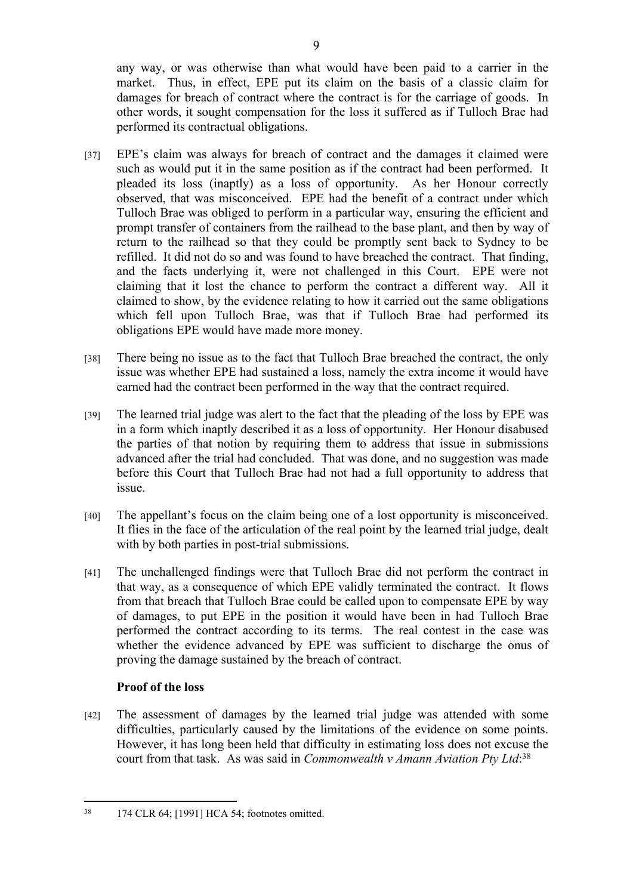any way, or was otherwise than what would have been paid to a carrier in the market. Thus, in effect, EPE put its claim on the basis of a classic claim for damages for breach of contract where the contract is for the carriage of goods. In other words, it sought compensation for the loss it suffered as if Tulloch Brae had performed its contractual obligations.

[37] EPE's claim was always for breach of contract and the damages it claimed were such as would put it in the same position as if the contract had been performed. It pleaded its loss (inaptly) as a loss of opportunity. As her Honour correctly observed, that was misconceived. EPE had the benefit of a contract under which Tulloch Brae was obliged to perform in a particular way, ensuring the efficient and prompt transfer of containers from the railhead to the base plant, and then by way of return to the railhead so that they could be promptly sent back to Sydney to be refilled. It did not do so and was found to have breached the contract. That finding, and the facts underlying it, were not challenged in this Court. EPE were not claiming that it lost the chance to perform the contract a different way. All it claimed to show, by the evidence relating to how it carried out the same obligations which fell upon Tulloch Brae, was that if Tulloch Brae had performed its obligations EPE would have made more money.

[38] There being no issue as to the fact that Tulloch Brae breached the contract, the only issue was whether EPE had sustained a loss, namely the extra income it would have earned had the contract been performed in the way that the contract required.

[39] The learned trial judge was alert to the fact that the pleading of the loss by EPE was in a form which inaptly described it as a loss of opportunity. Her Honour disabused the parties of that notion by requiring them to address that issue in submissions advanced after the trial had concluded. That was done, and no suggestion was made before this Court that Tulloch Brae had not had a full opportunity to address that issue.

[40] The appellant's focus on the claim being one of a lost opportunity is misconceived. It flies in the face of the articulation of the real point by the learned trial judge, dealt with by both parties in post-trial submissions.

[41] The unchallenged findings were that Tulloch Brae did not perform the contract in that way, as a consequence of which EPE validly terminated the contract. It flows from that breach that Tulloch Brae could be called upon to compensate EPE by way of damages, to put EPE in the position it would have been in had Tulloch Brae performed the contract according to its terms. The real contest in the case was whether the evidence advanced by EPE was sufficient to discharge the onus of proving the damage sustained by the breach of contract.

### Proof of the loss

[42] The assessment of damages by the learned trial judge was attended with some difficulties, particularly caused by the limitations of the evidence on some points. However, it has long been held that difficulty in estimating loss does not excuse the court from that task. As was said in *Commonwealth v Amann Aviation Pty Ltd*:[38]

---

[38] 174 CLR 64; [1991] HCA 54; footnotes omitted.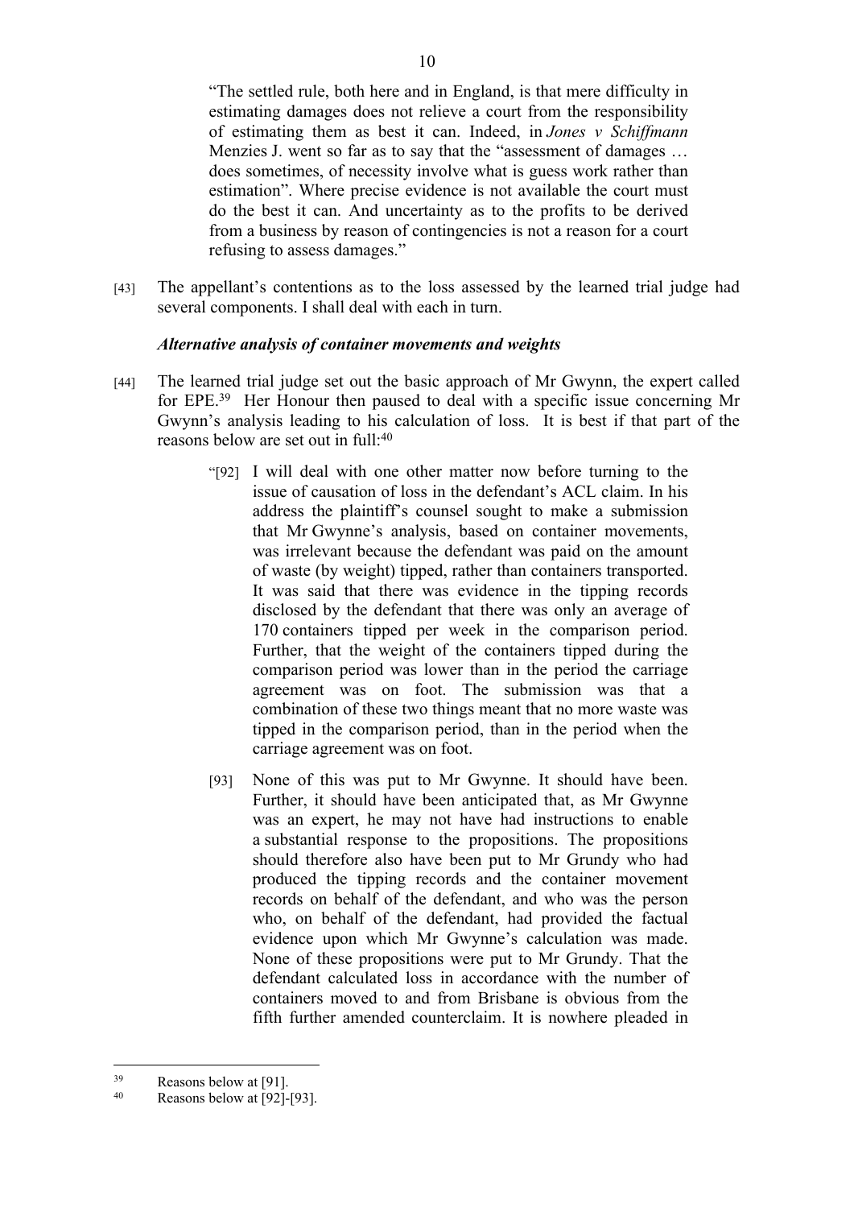> "The settled rule, both here and in England, is that mere difficulty in estimating damages does not relieve a court from the responsibility of estimating them as best it can. Indeed, in *Jones v Schiffmann* Menzies J. went so far as to say that the "assessment of damages … does sometimes, of necessity involve what is guess work rather than estimation". Where precise evidence is not available the court must do the best it can. And uncertainty as to the profits to be derived from a business by reason of contingencies is not a reason for a court refusing to assess damages."

[43] The appellant's contentions as to the loss assessed by the learned trial judge had several components. I shall deal with each in turn.

***Alternative analysis of container movements and weights***

[44] The learned trial judge set out the basic approach of Mr Gwynn, the expert called for EPE.[39] Her Honour then paused to deal with a specific issue concerning Mr Gwynn's analysis leading to his calculation of loss. It is best if that part of the reasons below are set out in full:[40]

> "[92] I will deal with one other matter now before turning to the issue of causation of loss in the defendant's ACL claim. In his address the plaintiff's counsel sought to make a submission that Mr Gwynne's analysis, based on container movements, was irrelevant because the defendant was paid on the amount of waste (by weight) tipped, rather than containers transported. It was said that there was evidence in the tipping records disclosed by the defendant that there was only an average of 170 containers tipped per week in the comparison period. Further, that the weight of the containers tipped during the comparison period was lower than in the period the carriage agreement was on foot. The submission was that a combination of these two things meant that no more waste was tipped in the comparison period, than in the period when the carriage agreement was on foot.
>
> [93] None of this was put to Mr Gwynne. It should have been. Further, it should have been anticipated that, as Mr Gwynne was an expert, he may not have had instructions to enable a substantial response to the propositions. The propositions should therefore also have been put to Mr Grundy who had produced the tipping records and the container movement records on behalf of the defendant, and who was the person who, on behalf of the defendant, had provided the factual evidence upon which Mr Gwynne's calculation was made. None of these propositions were put to Mr Grundy. That the defendant calculated loss in accordance with the number of containers moved to and from Brisbane is obvious from the fifth further amended counterclaim. It is nowhere pleaded in

---

[39] Reasons below at [91].

[40] Reasons below at [92]-[93].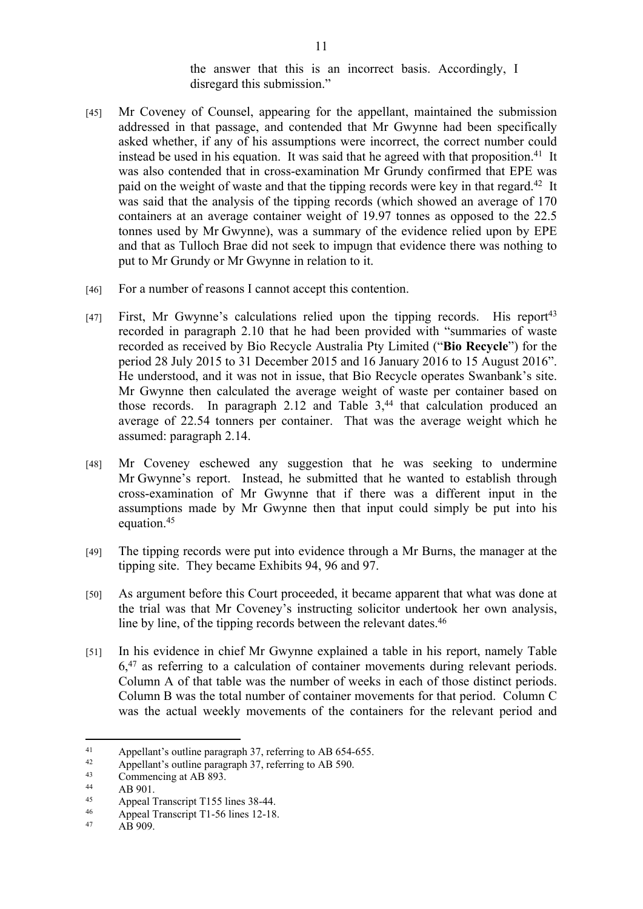the answer that this is an incorrect basis. Accordingly, I disregard this submission."

[45] Mr Coveney of Counsel, appearing for the appellant, maintained the submission addressed in that passage, and contended that Mr Gwynne had been specifically asked whether, if any of his assumptions were incorrect, the correct number could instead be used in his equation. It was said that he agreed with that proposition.[41] It was also contended that in cross-examination Mr Grundy confirmed that EPE was paid on the weight of waste and that the tipping records were key in that regard.[42] It was said that the analysis of the tipping records (which showed an average of 170 containers at an average container weight of 19.97 tonnes as opposed to the 22.5 tonnes used by Mr Gwynne), was a summary of the evidence relied upon by EPE and that as Tulloch Brae did not seek to impugn that evidence there was nothing to put to Mr Grundy or Mr Gwynne in relation to it.

[46] For a number of reasons I cannot accept this contention.

[47] First, Mr Gwynne's calculations relied upon the tipping records. His report[43] recorded in paragraph 2.10 that he had been provided with "summaries of waste recorded as received by Bio Recycle Australia Pty Limited ("**Bio Recycle**") for the period 28 July 2015 to 31 December 2015 and 16 January 2016 to 15 August 2016". He understood, and it was not in issue, that Bio Recycle operates Swanbank's site. Mr Gwynne then calculated the average weight of waste per container based on those records. In paragraph 2.12 and Table 3,[44] that calculation produced an average of 22.54 tonners per container. That was the average weight which he assumed: paragraph 2.14.

[48] Mr Coveney eschewed any suggestion that he was seeking to undermine Mr Gwynne's report. Instead, he submitted that he wanted to establish through cross-examination of Mr Gwynne that if there was a different input in the assumptions made by Mr Gwynne then that input could simply be put into his equation.[45]

[49] The tipping records were put into evidence through a Mr Burns, the manager at the tipping site. They became Exhibits 94, 96 and 97.

[50] As argument before this Court proceeded, it became apparent that what was done at the trial was that Mr Coveney's instructing solicitor undertook her own analysis, line by line, of the tipping records between the relevant dates.[46]

[51] In his evidence in chief Mr Gwynne explained a table in his report, namely Table 6,[47] as referring to a calculation of container movements during relevant periods. Column A of that table was the number of weeks in each of those distinct periods. Column B was the total number of container movements for that period. Column C was the actual weekly movements of the containers for the relevant period and

---

[41] Appellant's outline paragraph 37, referring to AB 654-655.

[42] Appellant's outline paragraph 37, referring to AB 590.

[43] Commencing at AB 893.

[44] AB 901.

[45] Appeal Transcript T155 lines 38-44.

[46] Appeal Transcript T1-56 lines 12-18.

[47] AB 909.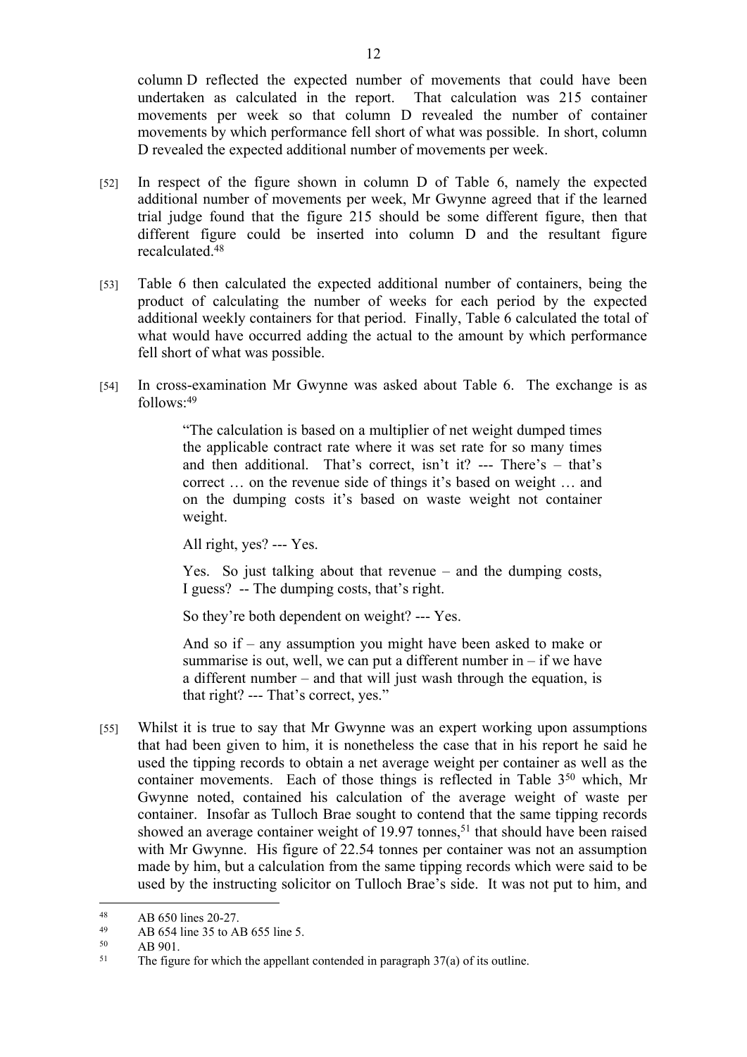column D reflected the expected number of movements that could have been undertaken as calculated in the report. That calculation was 215 container movements per week so that column D revealed the number of container movements by which performance fell short of what was possible. In short, column D revealed the expected additional number of movements per week.

[52] In respect of the figure shown in column D of Table 6, namely the expected additional number of movements per week, Mr Gwynne agreed that if the learned trial judge found that the figure 215 should be some different figure, then that different figure could be inserted into column D and the resultant figure recalculated.[48]

[53] Table 6 then calculated the expected additional number of containers, being the product of calculating the number of weeks for each period by the expected additional weekly containers for that period. Finally, Table 6 calculated the total of what would have occurred adding the actual to the amount by which performance fell short of what was possible.

[54] In cross-examination Mr Gwynne was asked about Table 6. The exchange is as follows:[49]

> "The calculation is based on a multiplier of net weight dumped times the applicable contract rate where it was set rate for so many times and then additional. That's correct, isn't it? --- There's – that's correct … on the revenue side of things it's based on weight … and on the dumping costs it's based on waste weight not container weight.
>
> All right, yes? --- Yes.
>
> Yes. So just talking about that revenue – and the dumping costs, I guess? -- The dumping costs, that's right.
>
> So they're both dependent on weight? --- Yes.
>
> And so if – any assumption you might have been asked to make or summarise is out, well, we can put a different number in – if we have a different number – and that will just wash through the equation, is that right? --- That's correct, yes."

[55] Whilst it is true to say that Mr Gwynne was an expert working upon assumptions that had been given to him, it is nonetheless the case that in his report he said he used the tipping records to obtain a net average weight per container as well as the container movements. Each of those things is reflected in Table 3[50] which, Mr Gwynne noted, contained his calculation of the average weight of waste per container. Insofar as Tulloch Brae sought to contend that the same tipping records showed an average container weight of 19.97 tonnes,[51] that should have been raised with Mr Gwynne. His figure of 22.54 tonnes per container was not an assumption made by him, but a calculation from the same tipping records which were said to be used by the instructing solicitor on Tulloch Brae's side. It was not put to him, and

---

[48] AB 650 lines 20-27.

[49] AB 654 line 35 to AB 655 line 5.

[50] AB 901.

[51] The figure for which the appellant contended in paragraph 37(a) of its outline.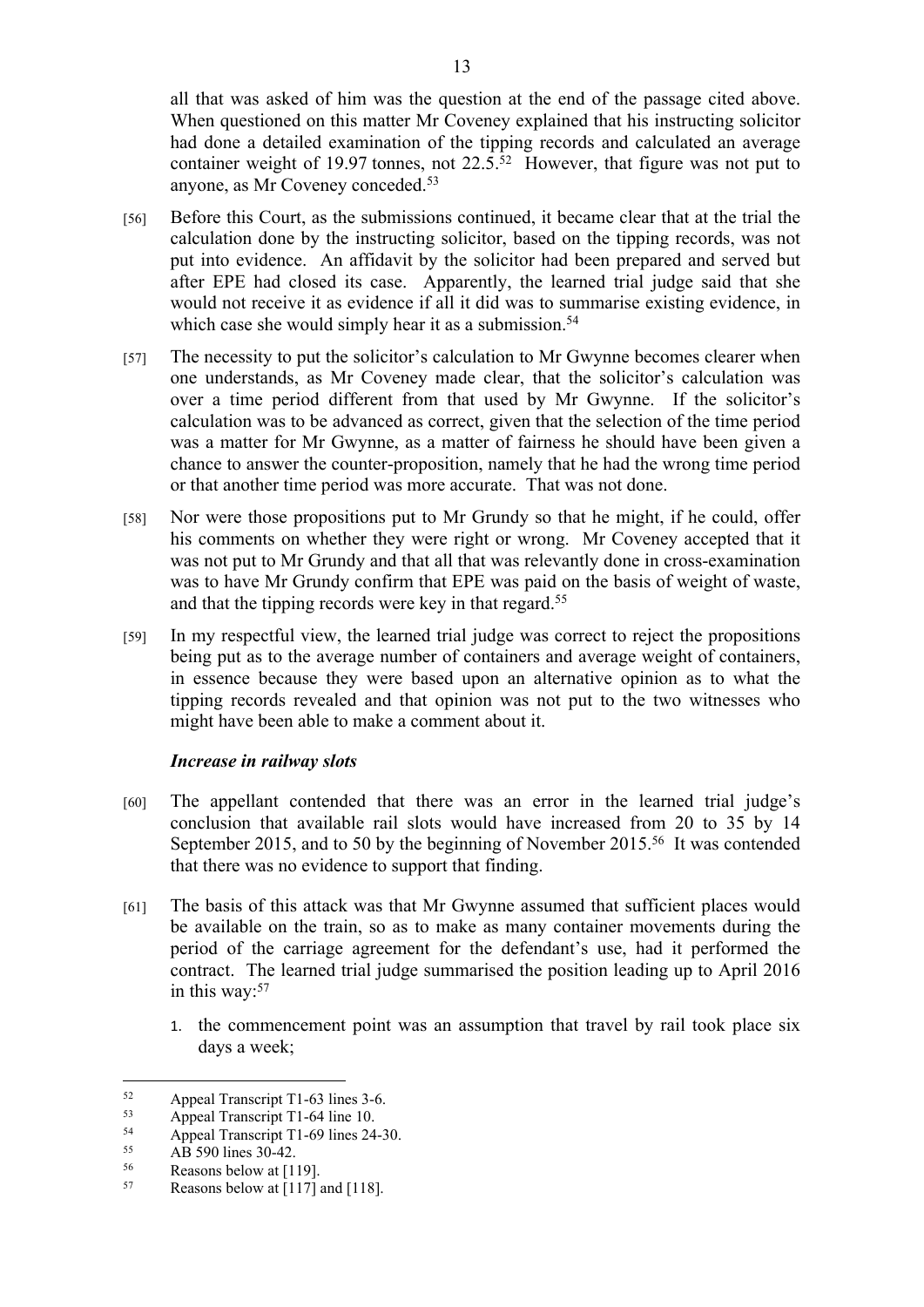all that was asked of him was the question at the end of the passage cited above. When questioned on this matter Mr Coveney explained that his instructing solicitor had done a detailed examination of the tipping records and calculated an average container weight of 19.97 tonnes, not 22.5.[52] However, that figure was not put to anyone, as Mr Coveney conceded.[53]

[56] Before this Court, as the submissions continued, it became clear that at the trial the calculation done by the instructing solicitor, based on the tipping records, was not put into evidence. An affidavit by the solicitor had been prepared and served but after EPE had closed its case. Apparently, the learned trial judge said that she would not receive it as evidence if all it did was to summarise existing evidence, in which case she would simply hear it as a submission.[54]

[57] The necessity to put the solicitor's calculation to Mr Gwynne becomes clearer when one understands, as Mr Coveney made clear, that the solicitor's calculation was over a time period different from that used by Mr Gwynne. If the solicitor's calculation was to be advanced as correct, given that the selection of the time period was a matter for Mr Gwynne, as a matter of fairness he should have been given a chance to answer the counter-proposition, namely that he had the wrong time period or that another time period was more accurate. That was not done.

[58] Nor were those propositions put to Mr Grundy so that he might, if he could, offer his comments on whether they were right or wrong. Mr Coveney accepted that it was not put to Mr Grundy and that all that was relevantly done in cross-examination was to have Mr Grundy confirm that EPE was paid on the basis of weight of waste, and that the tipping records were key in that regard.[55]

[59] In my respectful view, the learned trial judge was correct to reject the propositions being put as to the average number of containers and average weight of containers, in essence because they were based upon an alternative opinion as to what the tipping records revealed and that opinion was not put to the two witnesses who might have been able to make a comment about it.

### *Increase in railway slots*

[60] The appellant contended that there was an error in the learned trial judge's conclusion that available rail slots would have increased from 20 to 35 by 14 September 2015, and to 50 by the beginning of November 2015.[56] It was contended that there was no evidence to support that finding.

[61] The basis of this attack was that Mr Gwynne assumed that sufficient places would be available on the train, so as to make as many container movements during the period of the carriage agreement for the defendant's use, had it performed the contract. The learned trial judge summarised the position leading up to April 2016 in this way:[57]

1. the commencement point was an assumption that travel by rail took place six days a week;

---

[52] Appeal Transcript T1-63 lines 3-6.
[53] Appeal Transcript T1-64 line 10.
[54] Appeal Transcript T1-69 lines 24-30.
[55] AB 590 lines 30-42.
[56] Reasons below at [119].
[57] Reasons below at [117] and [118].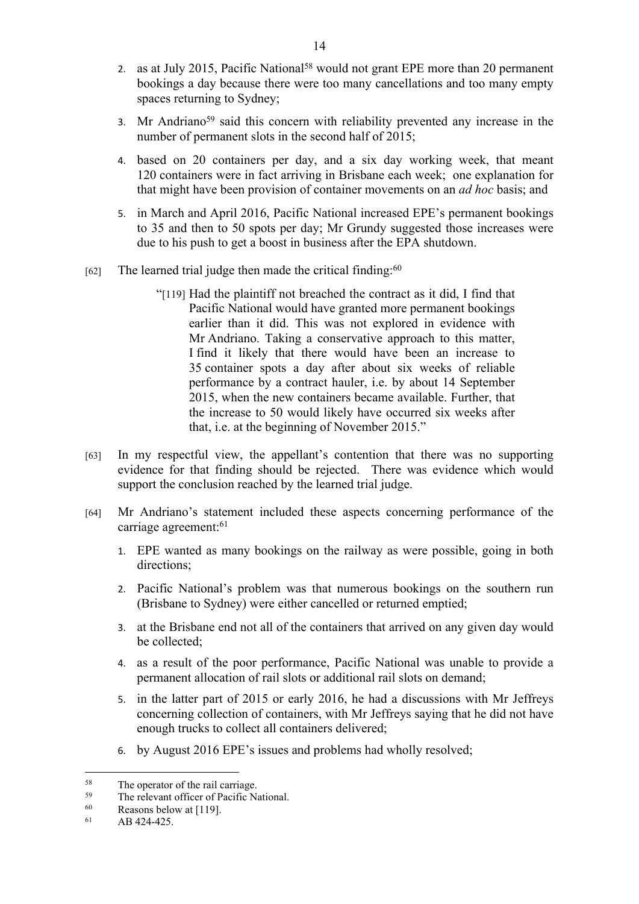2. as at July 2015, Pacific National[58] would not grant EPE more than 20 permanent bookings a day because there were too many cancellations and too many empty spaces returning to Sydney;

3. Mr Andriano[59] said this concern with reliability prevented any increase in the number of permanent slots in the second half of 2015;

4. based on 20 containers per day, and a six day working week, that meant 120 containers were in fact arriving in Brisbane each week; one explanation for that might have been provision of container movements on an *ad hoc* basis; and

5. in March and April 2016, Pacific National increased EPE's permanent bookings to 35 and then to 50 spots per day; Mr Grundy suggested those increases were due to his push to get a boost in business after the EPA shutdown.

[62] The learned trial judge then made the critical finding:[60]

> "[119] Had the plaintiff not breached the contract as it did, I find that Pacific National would have granted more permanent bookings earlier than it did. This was not explored in evidence with Mr Andriano. Taking a conservative approach to this matter, I find it likely that there would have been an increase to 35 container spots a day after about six weeks of reliable performance by a contract hauler, i.e. by about 14 September 2015, when the new containers became available. Further, that the increase to 50 would likely have occurred six weeks after that, i.e. at the beginning of November 2015."

[63] In my respectful view, the appellant's contention that there was no supporting evidence for that finding should be rejected. There was evidence which would support the conclusion reached by the learned trial judge.

[64] Mr Andriano's statement included these aspects concerning performance of the carriage agreement:[61]

1. EPE wanted as many bookings on the railway as were possible, going in both directions;

2. Pacific National's problem was that numerous bookings on the southern run (Brisbane to Sydney) were either cancelled or returned emptied;

3. at the Brisbane end not all of the containers that arrived on any given day would be collected;

4. as a result of the poor performance, Pacific National was unable to provide a permanent allocation of rail slots or additional rail slots on demand;

5. in the latter part of 2015 or early 2016, he had a discussions with Mr Jeffreys concerning collection of containers, with Mr Jeffreys saying that he did not have enough trucks to collect all containers delivered;

6. by August 2016 EPE's issues and problems had wholly resolved;

---

[58] The operator of the rail carriage.

[59] The relevant officer of Pacific National.

[60] Reasons below at [119].

[61] AB 424-425.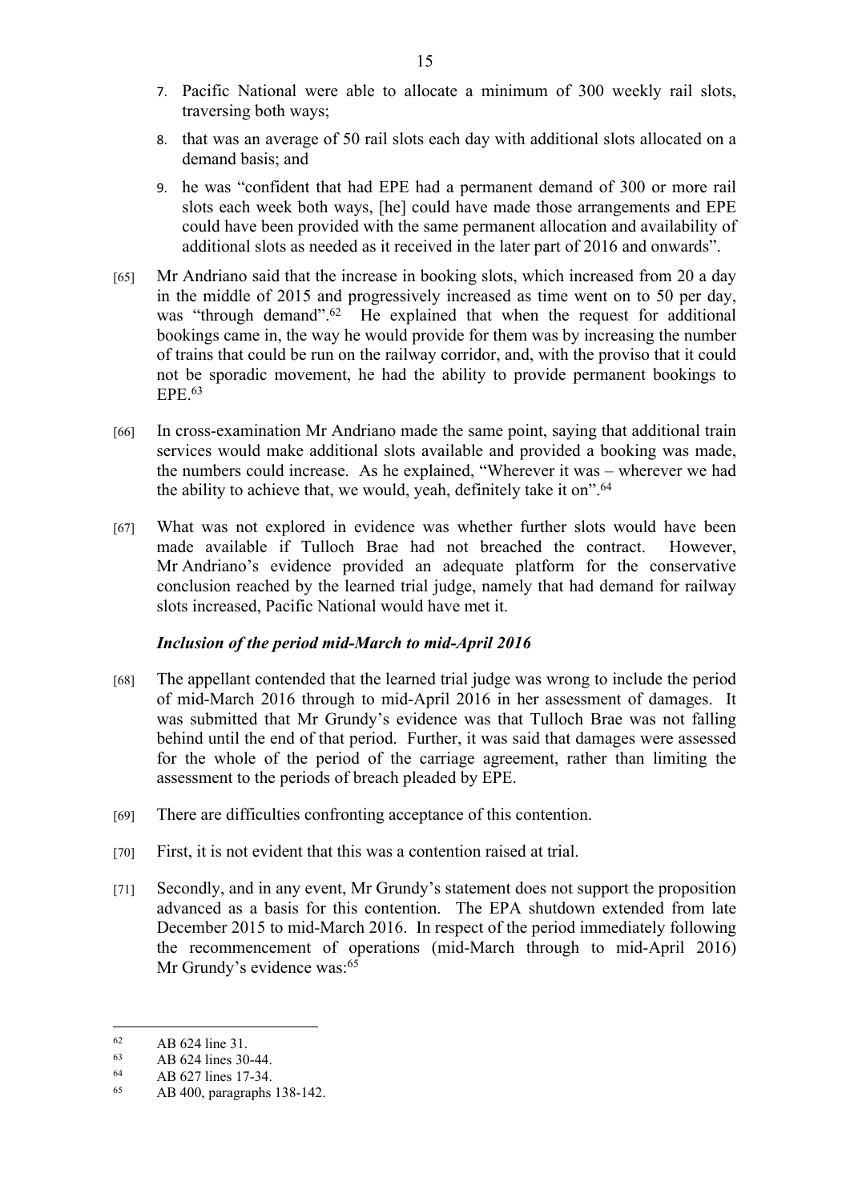7. Pacific National were able to allocate a minimum of 300 weekly rail slots, traversing both ways;
8. that was an average of 50 rail slots each day with additional slots allocated on a demand basis; and
9. he was "confident that had EPE had a permanent demand of 300 or more rail slots each week both ways, [he] could have made those arrangements and EPE could have been provided with the same permanent allocation and availability of additional slots as needed as it received in the later part of 2016 and onwards".

[65] Mr Andriano said that the increase in booking slots, which increased from 20 a day in the middle of 2015 and progressively increased as time went on to 50 per day, was "through demand".[62] He explained that when the request for additional bookings came in, the way he would provide for them was by increasing the number of trains that could be run on the railway corridor, and, with the proviso that it could not be sporadic movement, he had the ability to provide permanent bookings to EPE.[63]

[66] In cross-examination Mr Andriano made the same point, saying that additional train services would make additional slots available and provided a booking was made, the numbers could increase. As he explained, "Wherever it was – wherever we had the ability to achieve that, we would, yeah, definitely take it on".[64]

[67] What was not explored in evidence was whether further slots would have been made available if Tulloch Brae had not breached the contract. However, Mr Andriano's evidence provided an adequate platform for the conservative conclusion reached by the learned trial judge, namely that had demand for railway slots increased, Pacific National would have met it.

### *Inclusion of the period mid-March to mid-April 2016*

[68] The appellant contended that the learned trial judge was wrong to include the period of mid-March 2016 through to mid-April 2016 in her assessment of damages. It was submitted that Mr Grundy's evidence was that Tulloch Brae was not falling behind until the end of that period. Further, it was said that damages were assessed for the whole of the period of the carriage agreement, rather than limiting the assessment to the periods of breach pleaded by EPE.

[69] There are difficulties confronting acceptance of this contention.

[70] First, it is not evident that this was a contention raised at trial.

[71] Secondly, and in any event, Mr Grundy's statement does not support the proposition advanced as a basis for this contention. The EPA shutdown extended from late December 2015 to mid-March 2016. In respect of the period immediately following the recommencement of operations (mid-March through to mid-April 2016) Mr Grundy's evidence was:[65]

---

[62] AB 624 line 31.

[63] AB 624 lines 30-44.

[64] AB 627 lines 17-34.

[65] AB 400, paragraphs 138-142.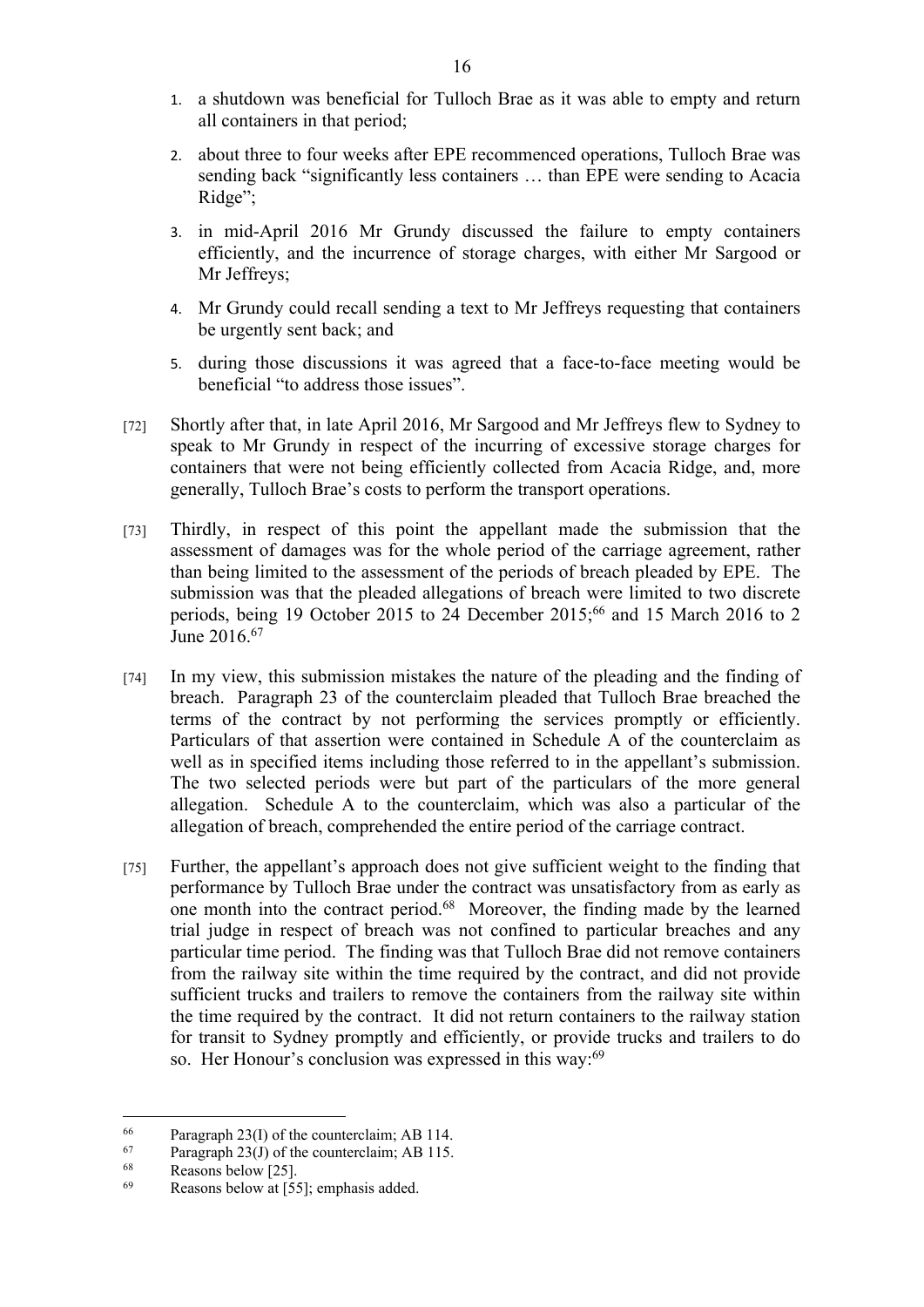1. a shutdown was beneficial for Tulloch Brae as it was able to empty and return all containers in that period;
2. about three to four weeks after EPE recommenced operations, Tulloch Brae was sending back "significantly less containers … than EPE were sending to Acacia Ridge";
3. in mid-April 2016 Mr Grundy discussed the failure to empty containers efficiently, and the incurrence of storage charges, with either Mr Sargood or Mr Jeffreys;
4. Mr Grundy could recall sending a text to Mr Jeffreys requesting that containers be urgently sent back; and
5. during those discussions it was agreed that a face-to-face meeting would be beneficial "to address those issues".

[72] Shortly after that, in late April 2016, Mr Sargood and Mr Jeffreys flew to Sydney to speak to Mr Grundy in respect of the incurring of excessive storage charges for containers that were not being efficiently collected from Acacia Ridge, and, more generally, Tulloch Brae's costs to perform the transport operations.

[73] Thirdly, in respect of this point the appellant made the submission that the assessment of damages was for the whole period of the carriage agreement, rather than being limited to the assessment of the periods of breach pleaded by EPE. The submission was that the pleaded allegations of breach were limited to two discrete periods, being 19 October 2015 to 24 December 2015;[66] and 15 March 2016 to 2 June 2016.[67]

[74] In my view, this submission mistakes the nature of the pleading and the finding of breach. Paragraph 23 of the counterclaim pleaded that Tulloch Brae breached the terms of the contract by not performing the services promptly or efficiently. Particulars of that assertion were contained in Schedule A of the counterclaim as well as in specified items including those referred to in the appellant's submission. The two selected periods were but part of the particulars of the more general allegation. Schedule A to the counterclaim, which was also a particular of the allegation of breach, comprehended the entire period of the carriage contract.

[75] Further, the appellant's approach does not give sufficient weight to the finding that performance by Tulloch Brae under the contract was unsatisfactory from as early as one month into the contract period.[68] Moreover, the finding made by the learned trial judge in respect of breach was not confined to particular breaches and any particular time period. The finding was that Tulloch Brae did not remove containers from the railway site within the time required by the contract, and did not provide sufficient trucks and trailers to remove the containers from the railway site within the time required by the contract. It did not return containers to the railway station for transit to Sydney promptly and efficiently, or provide trucks and trailers to do so. Her Honour's conclusion was expressed in this way:[69]

---

[66] Paragraph 23(I) of the counterclaim; AB 114.

[67] Paragraph 23(J) of the counterclaim; AB 115.

[68] Reasons below [25].

[69] Reasons below at [55]; emphasis added.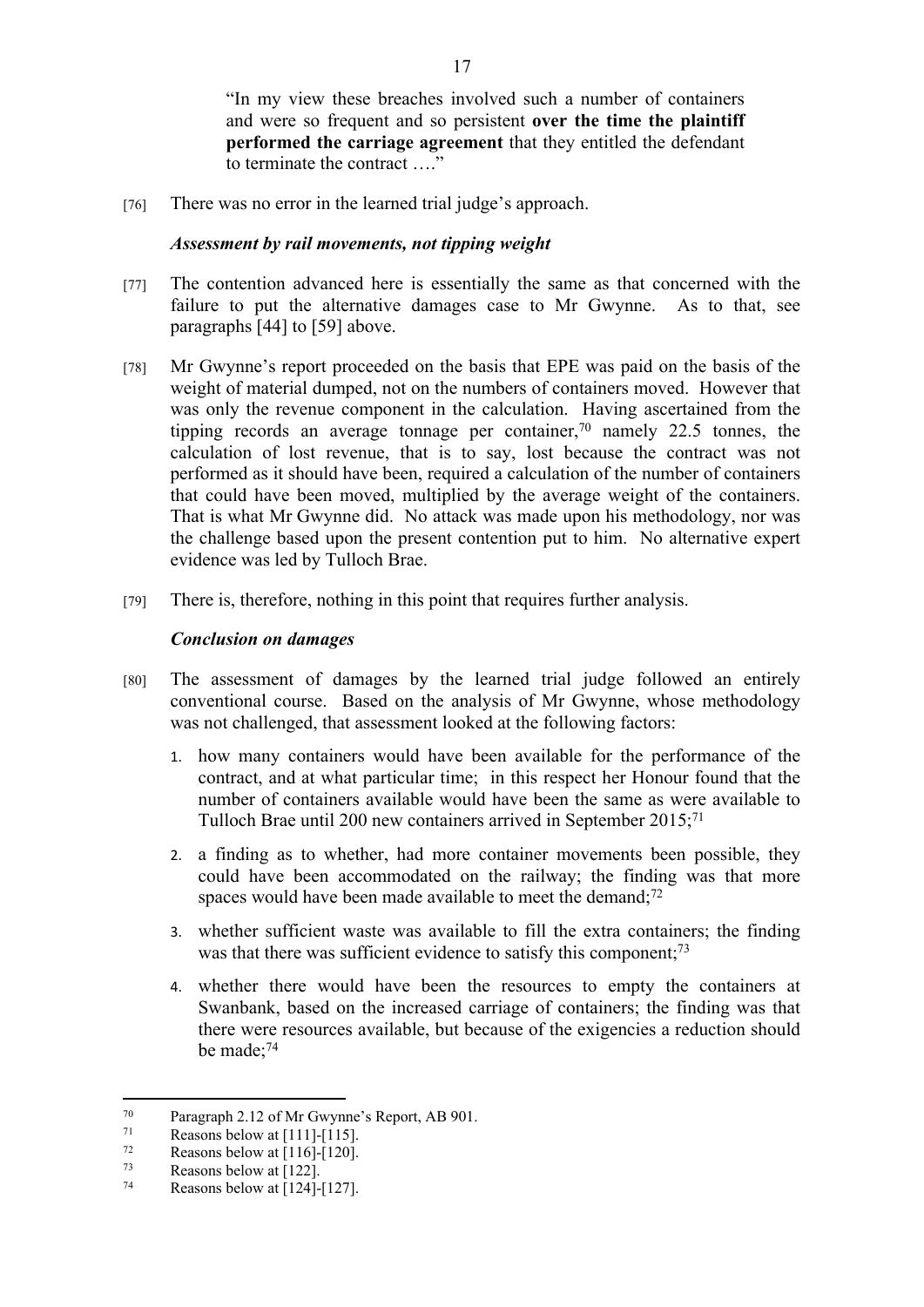> "In my view these breaches involved such a number of containers and were so frequent and so persistent **over the time the plaintiff performed the carriage agreement** that they entitled the defendant to terminate the contract …."

[76] There was no error in the learned trial judge's approach.

***Assessment by rail movements, not tipping weight***

[77] The contention advanced here is essentially the same as that concerned with the failure to put the alternative damages case to Mr Gwynne. As to that, see paragraphs [44] to [59] above.

[78] Mr Gwynne's report proceeded on the basis that EPE was paid on the basis of the weight of material dumped, not on the numbers of containers moved. However that was only the revenue component in the calculation. Having ascertained from the tipping records an average tonnage per container,[70] namely 22.5 tonnes, the calculation of lost revenue, that is to say, lost because the contract was not performed as it should have been, required a calculation of the number of containers that could have been moved, multiplied by the average weight of the containers. That is what Mr Gwynne did. No attack was made upon his methodology, nor was the challenge based upon the present contention put to him. No alternative expert evidence was led by Tulloch Brae.

[79] There is, therefore, nothing in this point that requires further analysis.

***Conclusion on damages***

[80] The assessment of damages by the learned trial judge followed an entirely conventional course. Based on the analysis of Mr Gwynne, whose methodology was not challenged, that assessment looked at the following factors:

1. how many containers would have been available for the performance of the contract, and at what particular time; in this respect her Honour found that the number of containers available would have been the same as were available to Tulloch Brae until 200 new containers arrived in September 2015;[71]
2. a finding as to whether, had more container movements been possible, they could have been accommodated on the railway; the finding was that more spaces would have been made available to meet the demand;[72]
3. whether sufficient waste was available to fill the extra containers; the finding was that there was sufficient evidence to satisfy this component;[73]
4. whether there would have been the resources to empty the containers at Swanbank, based on the increased carriage of containers; the finding was that there were resources available, but because of the exigencies a reduction should be made;[74]

---

[70] Paragraph 2.12 of Mr Gwynne's Report, AB 901.

[71] Reasons below at [111]-[115].

[72] Reasons below at [116]-[120].

[73] Reasons below at [122].

[74] Reasons below at [124]-[127].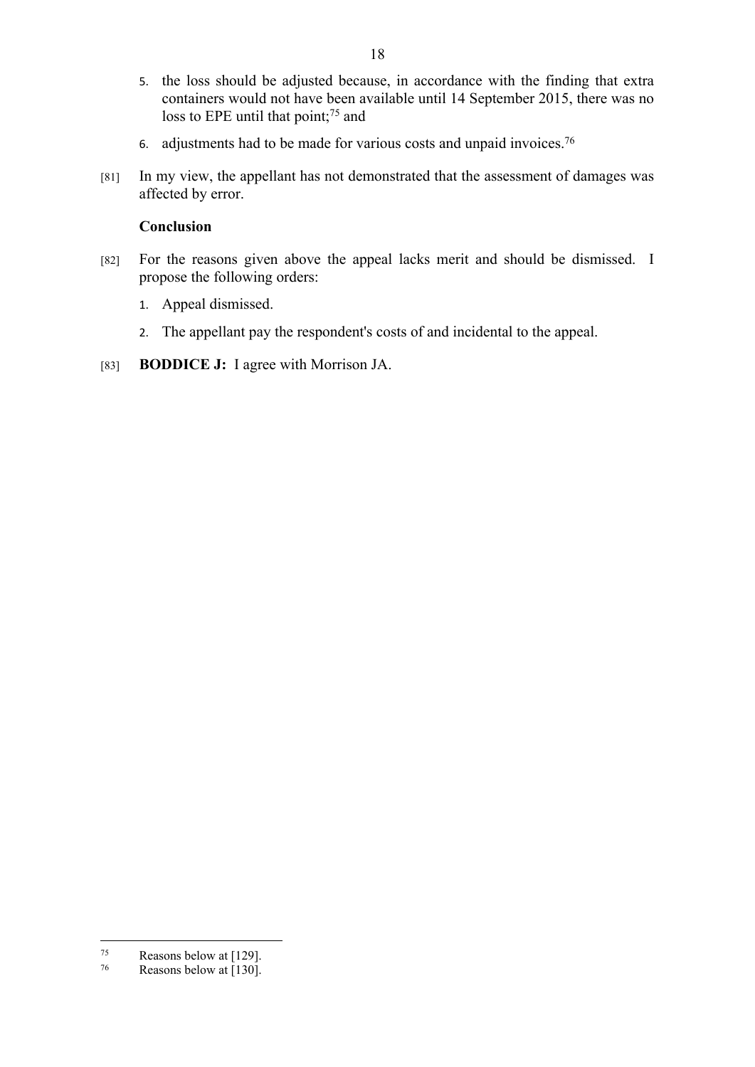5. the loss should be adjusted because, in accordance with the finding that extra containers would not have been available until 14 September 2015, there was no loss to EPE until that point;[75] and

6. adjustments had to be made for various costs and unpaid invoices.[76]

[81] In my view, the appellant has not demonstrated that the assessment of damages was affected by error.

**Conclusion**

[82] For the reasons given above the appeal lacks merit and should be dismissed. I propose the following orders:

1. Appeal dismissed.

2. The appellant pay the respondent's costs of and incidental to the appeal.

[83] **BODDICE J:** I agree with Morrison JA.

---

[75] Reasons below at [129].

[76] Reasons below at [130].